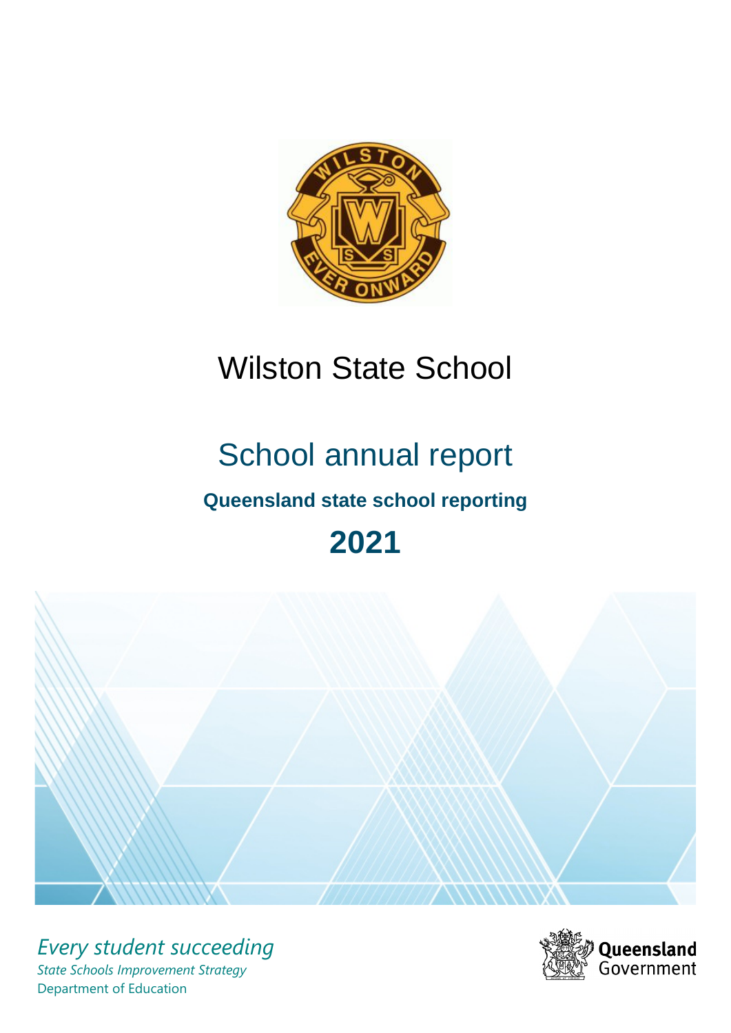# Wilston State School

## School annual report

### Queensland state school reporting

## 2021

*Every student succeeding*

*State Schools Improvement Strategy*

Department of Education

Queensland Government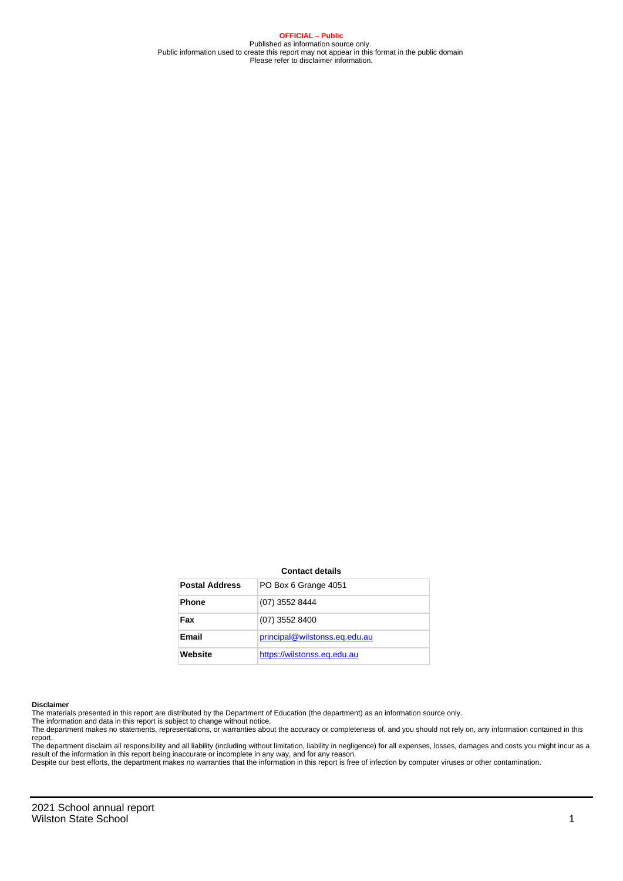**OFFICIAL – Public**
Published as information source only.
Public information used to create this report may not appear in this format in the public domain
Please refer to disclaimer information.

**Contact details**

| Postal Address | PO Box 6 Grange 4051 |
|---|---|
| Phone | (07) 3552 8444 |
| Fax | (07) 3552 8400 |
| Email | principal@wilstonss.eq.edu.au |
| Website | https://wilstonss.eq.edu.au |

**Disclaimer**

The materials presented in this report are distributed by the Department of Education (the department) as an information source only.
The information and data in this report is subject to change without notice.
The department makes no statements, representations, or warranties about the accuracy or completeness of, and you should not rely on, any information contained in this report.
The department disclaim all responsibility and all liability (including without limitation, liability in negligence) for all expenses, losses, damages and costs you might incur as a result of the information in this report being inaccurate or incomplete in any way, and for any reason.
Despite our best efforts, the department makes no warranties that the information in this report is free of infection by computer viruses or other contamination.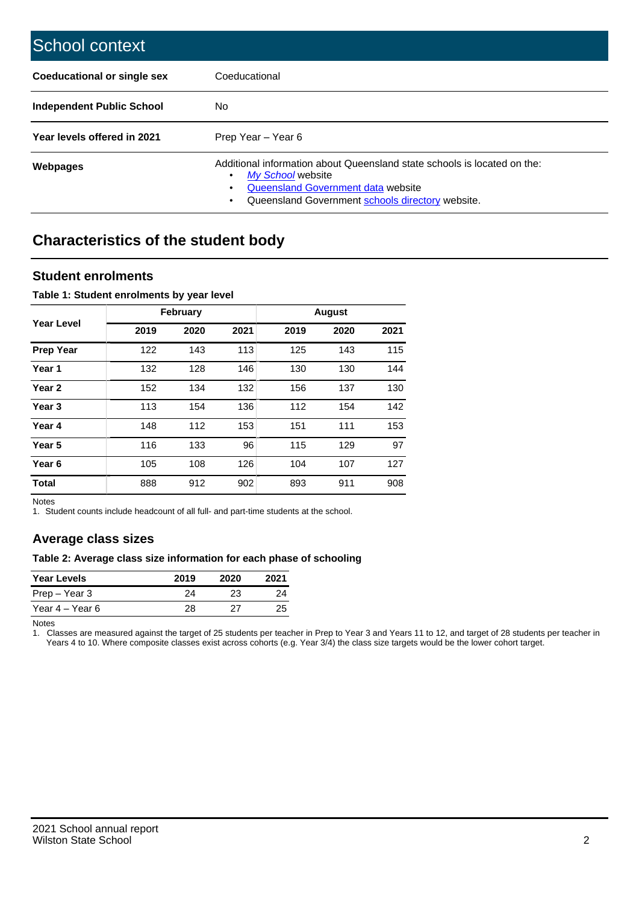# School context

| | |
|---|---|
| **Coeducational or single sex** | Coeducational |
| **Independent Public School** | No |
| **Year levels offered in 2021** | Prep Year – Year 6 |
| **Webpages** | Additional information about Queensland state schools is located on the: • *My School* website • Queensland Government data website • Queensland Government schools directory website. |

## Characteristics of the student body

### Student enrolments

**Table 1: Student enrolments by year level**

| Year Level | February | | | August | | |
|---|---|---|---|---|---|---|
| | 2019 | 2020 | 2021 | 2019 | 2020 | 2021 |
| **Prep Year** | 122 | 143 | 113 | 125 | 143 | 115 |
| **Year 1** | 132 | 128 | 146 | 130 | 130 | 144 |
| **Year 2** | 152 | 134 | 132 | 156 | 137 | 130 |
| **Year 3** | 113 | 154 | 136 | 112 | 154 | 142 |
| **Year 4** | 148 | 112 | 153 | 151 | 111 | 153 |
| **Year 5** | 116 | 133 | 96 | 115 | 129 | 97 |
| **Year 6** | 105 | 108 | 126 | 104 | 107 | 127 |
| **Total** | 888 | 912 | 902 | 893 | 911 | 908 |

Notes
1. Student counts include headcount of all full- and part-time students at the school.

### Average class sizes

**Table 2: Average class size information for each phase of schooling**

| Year Levels | 2019 | 2020 | 2021 |
|---|---|---|---|
| Prep – Year 3 | 24 | 23 | 24 |
| Year 4 – Year 6 | 28 | 27 | 25 |

Notes
1. Classes are measured against the target of 25 students per teacher in Prep to Year 3 and Years 11 to 12, and target of 28 students per teacher in Years 4 to 10. Where composite classes exist across cohorts (e.g. Year 3/4) the class size targets would be the lower cohort target.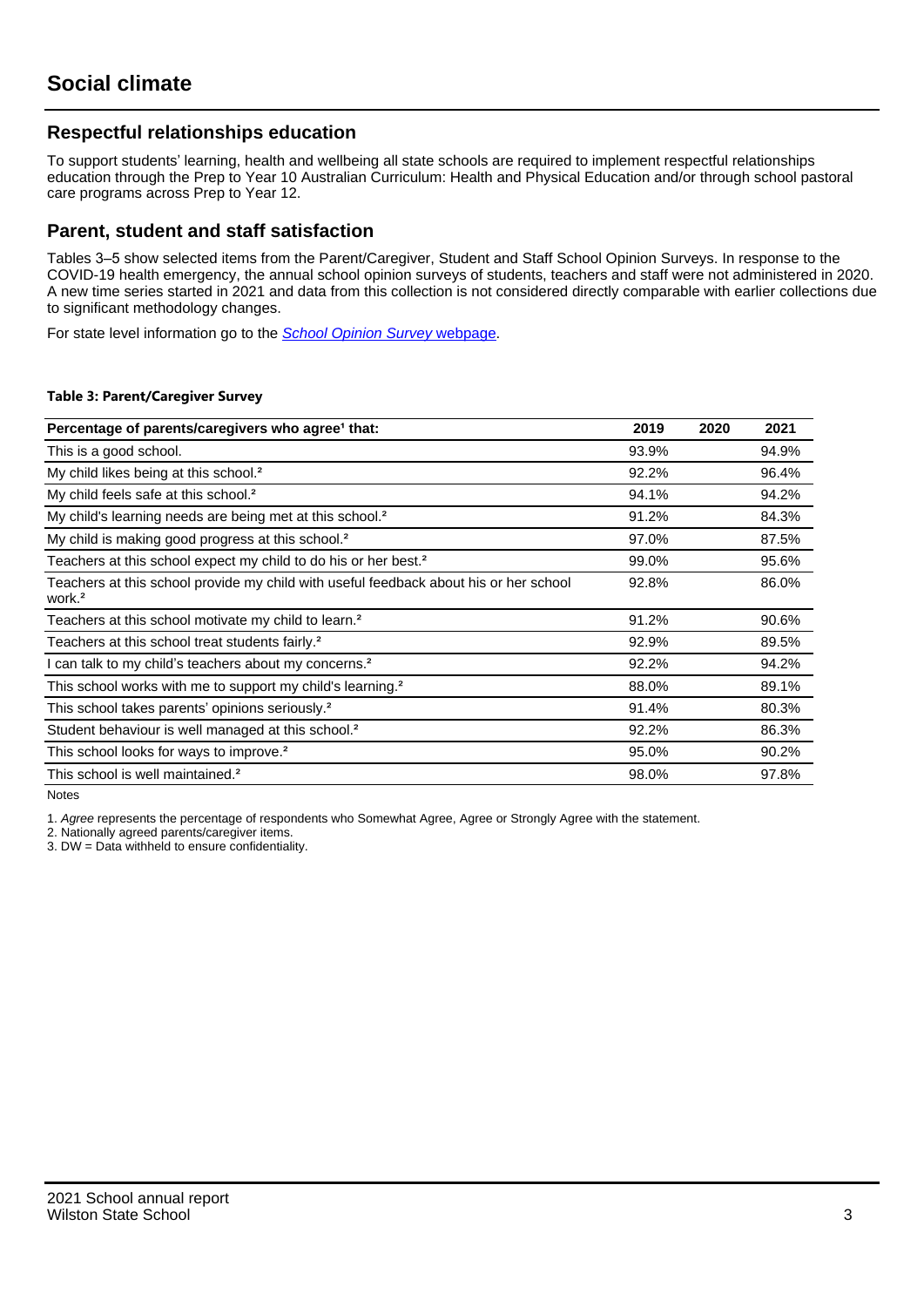# Social climate

## Respectful relationships education

To support students' learning, health and wellbeing all state schools are required to implement respectful relationships education through the Prep to Year 10 Australian Curriculum: Health and Physical Education and/or through school pastoral care programs across Prep to Year 12.

## Parent, student and staff satisfaction

Tables 3–5 show selected items from the Parent/Caregiver, Student and Staff School Opinion Surveys. In response to the COVID-19 health emergency, the annual school opinion surveys of students, teachers and staff were not administered in 2020. A new time series started in 2021 and data from this collection is not considered directly comparable with earlier collections due to significant methodology changes.

For state level information go to the *School Opinion Survey* webpage.

**Table 3: Parent/Caregiver Survey**

| Percentage of parents/caregivers who agree[1] that: | 2019 | 2020 | 2021 |
|---|---|---|---|
| This is a good school. | 93.9% | | 94.9% |
| My child likes being at this school.[2] | 92.2% | | 96.4% |
| My child feels safe at this school.[2] | 94.1% | | 94.2% |
| My child's learning needs are being met at this school.[2] | 91.2% | | 84.3% |
| My child is making good progress at this school.[2] | 97.0% | | 87.5% |
| Teachers at this school expect my child to do his or her best.[2] | 99.0% | | 95.6% |
| Teachers at this school provide my child with useful feedback about his or her school work.[2] | 92.8% | | 86.0% |
| Teachers at this school motivate my child to learn.[2] | 91.2% | | 90.6% |
| Teachers at this school treat students fairly.[2] | 92.9% | | 89.5% |
| I can talk to my child's teachers about my concerns.[2] | 92.2% | | 94.2% |
| This school works with me to support my child's learning.[2] | 88.0% | | 89.1% |
| This school takes parents' opinions seriously.[2] | 91.4% | | 80.3% |
| Student behaviour is well managed at this school.[2] | 92.2% | | 86.3% |
| This school looks for ways to improve.[2] | 95.0% | | 90.2% |
| This school is well maintained.[2] | 98.0% | | 97.8% |

Notes

1. *Agree* represents the percentage of respondents who Somewhat Agree, Agree or Strongly Agree with the statement.
2. Nationally agreed parents/caregiver items.
3. DW = Data withheld to ensure confidentiality.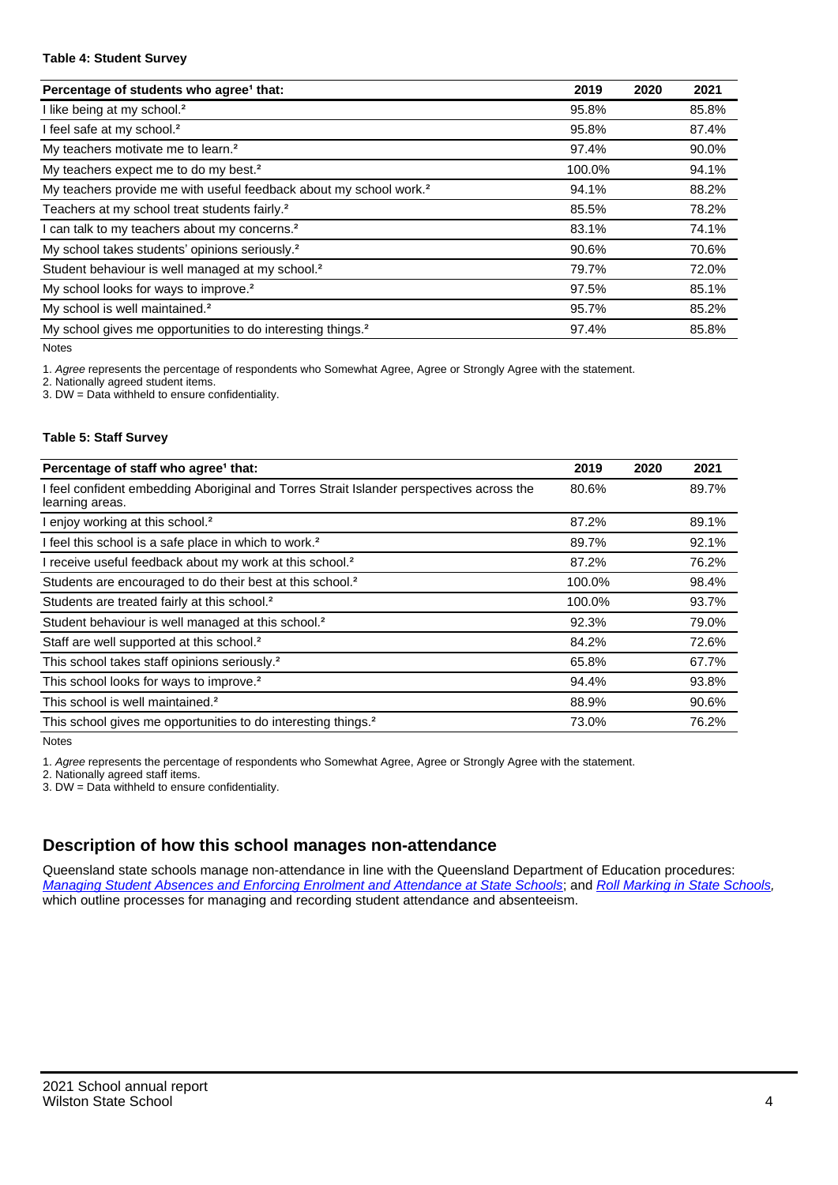**Table 4: Student Survey**

| Percentage of students who agree[1] that: | 2019 | 2020 | 2021 |
| --- | --- | --- | --- |
| I like being at my school.[2] | 95.8% | | 85.8% |
| I feel safe at my school.[2] | 95.8% | | 87.4% |
| My teachers motivate me to learn.[2] | 97.4% | | 90.0% |
| My teachers expect me to do my best.[2] | 100.0% | | 94.1% |
| My teachers provide me with useful feedback about my school work.[2] | 94.1% | | 88.2% |
| Teachers at my school treat students fairly.[2] | 85.5% | | 78.2% |
| I can talk to my teachers about my concerns.[2] | 83.1% | | 74.1% |
| My school takes students' opinions seriously.[2] | 90.6% | | 70.6% |
| Student behaviour is well managed at my school.[2] | 79.7% | | 72.0% |
| My school looks for ways to improve.[2] | 97.5% | | 85.1% |
| My school is well maintained.[2] | 95.7% | | 85.2% |
| My school gives me opportunities to do interesting things.[2] | 97.4% | | 85.8% |

Notes

1. *Agree* represents the percentage of respondents who Somewhat Agree, Agree or Strongly Agree with the statement.
2. Nationally agreed student items.
3. DW = Data withheld to ensure confidentiality.

**Table 5: Staff Survey**

| Percentage of staff who agree[1] that: | 2019 | 2020 | 2021 |
| --- | --- | --- | --- |
| I feel confident embedding Aboriginal and Torres Strait Islander perspectives across the learning areas. | 80.6% | | 89.7% |
| I enjoy working at this school.[2] | 87.2% | | 89.1% |
| I feel this school is a safe place in which to work.[2] | 89.7% | | 92.1% |
| I receive useful feedback about my work at this school.[2] | 87.2% | | 76.2% |
| Students are encouraged to do their best at this school.[2] | 100.0% | | 98.4% |
| Students are treated fairly at this school.[2] | 100.0% | | 93.7% |
| Student behaviour is well managed at this school.[2] | 92.3% | | 79.0% |
| Staff are well supported at this school.[2] | 84.2% | | 72.6% |
| This school takes staff opinions seriously.[2] | 65.8% | | 67.7% |
| This school looks for ways to improve.[2] | 94.4% | | 93.8% |
| This school is well maintained.[2] | 88.9% | | 90.6% |
| This school gives me opportunities to do interesting things.[2] | 73.0% | | 76.2% |

Notes

1. *Agree* represents the percentage of respondents who Somewhat Agree, Agree or Strongly Agree with the statement.
2. Nationally agreed staff items.
3. DW = Data withheld to ensure confidentiality.

## Description of how this school manages non-attendance

Queensland state schools manage non-attendance in line with the Queensland Department of Education procedures: *Managing Student Absences and Enforcing Enrolment and Attendance at State Schools*; and *Roll Marking in State Schools*, which outline processes for managing and recording student attendance and absenteeism.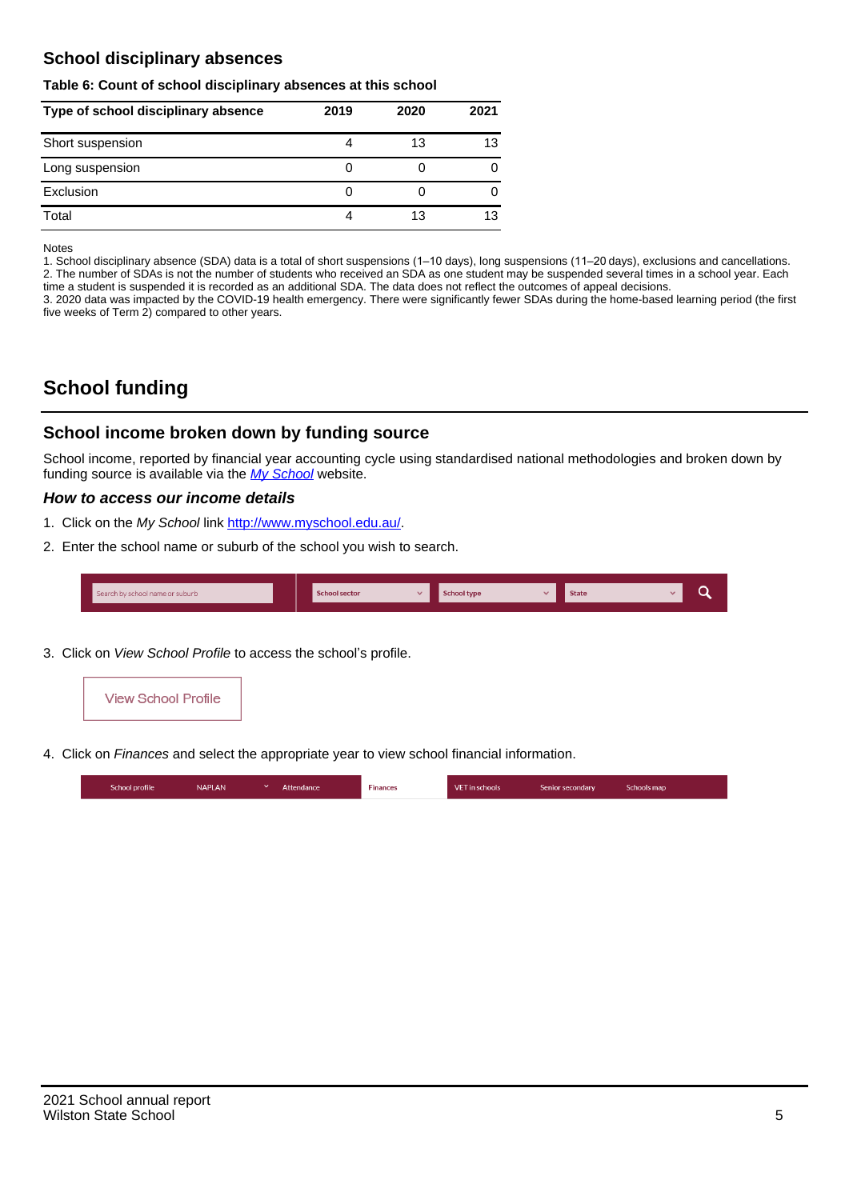## School disciplinary absences

**Table 6: Count of school disciplinary absences at this school**

| Type of school disciplinary absence | 2019 | 2020 | 2021 |
|---|---|---|---|
| Short suspension | 4 | 13 | 13 |
| Long suspension | 0 | 0 | 0 |
| Exclusion | 0 | 0 | 0 |
| Total | 4 | 13 | 13 |

Notes
1. School disciplinary absence (SDA) data is a total of short suspensions (1–10 days), long suspensions (11–20 days), exclusions and cancellations.
2. The number of SDAs is not the number of students who received an SDA as one student may be suspended several times in a school year. Each time a student is suspended it is recorded as an additional SDA. The data does not reflect the outcomes of appeal decisions.
3. 2020 data was impacted by the COVID-19 health emergency. There were significantly fewer SDAs during the home-based learning period (the first five weeks of Term 2) compared to other years.

# School funding

## School income broken down by funding source

School income, reported by financial year accounting cycle using standardised national methodologies and broken down by funding source is available via the *My School* website.

### *How to access our income details*

1. Click on the *My School* link http://www.myschool.edu.au/.
2. Enter the school name or suburb of the school you wish to search.

Search by school name or suburb | School sector | School type | State

3. Click on *View School Profile* to access the school's profile.

View School Profile

4. Click on *Finances* and select the appropriate year to view school financial information.

School profile | NAPLAN | Attendance | Finances | VET in schools | Senior secondary | Schools map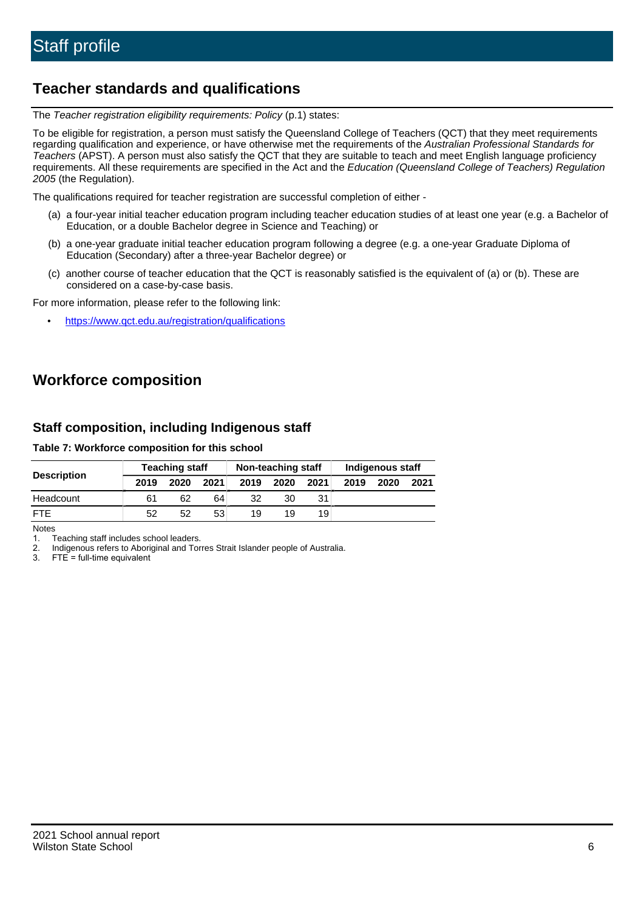# Staff profile

## Teacher standards and qualifications

The *Teacher registration eligibility requirements: Policy* (p.1) states:

To be eligible for registration, a person must satisfy the Queensland College of Teachers (QCT) that they meet requirements regarding qualification and experience, or have otherwise met the requirements of the *Australian Professional Standards for Teachers* (APST). A person must also satisfy the QCT that they are suitable to teach and meet English language proficiency requirements. All these requirements are specified in the Act and the *Education (Queensland College of Teachers) Regulation 2005* (the Regulation).

The qualifications required for teacher registration are successful completion of either -

(a) a four-year initial teacher education program including teacher education studies of at least one year (e.g. a Bachelor of Education, or a double Bachelor degree in Science and Teaching) or

(b) a one-year graduate initial teacher education program following a degree (e.g. a one-year Graduate Diploma of Education (Secondary) after a three-year Bachelor degree) or

(c) another course of teacher education that the QCT is reasonably satisfied is the equivalent of (a) or (b). These are considered on a case-by-case basis.

For more information, please refer to the following link:

- https://www.qct.edu.au/registration/qualifications

## Workforce composition

### Staff composition, including Indigenous staff

**Table 7: Workforce composition for this school**

| Description | Teaching staff | | | Non-teaching staff | | | Indigenous staff | | |
|---|---|---|---|---|---|---|---|---|---|
| | 2019 | 2020 | 2021 | 2019 | 2020 | 2021 | 2019 | 2020 | 2021 |
| Headcount | 61 | 62 | 64 | 32 | 30 | 31 | | | |
| FTE | 52 | 52 | 53 | 19 | 19 | 19 | | | |

Notes

1. Teaching staff includes school leaders.
2. Indigenous refers to Aboriginal and Torres Strait Islander people of Australia.
3. FTE = full-time equivalent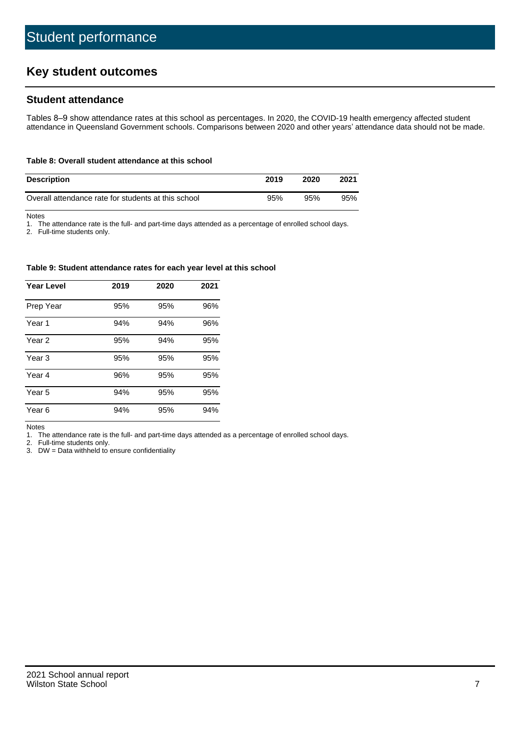# Student performance

## Key student outcomes

### Student attendance

Tables 8–9 show attendance rates at this school as percentages. In 2020, the COVID-19 health emergency affected student attendance in Queensland Government schools. Comparisons between 2020 and other years' attendance data should not be made.

**Table 8: Overall student attendance at this school**

| Description | 2019 | 2020 | 2021 |
|---|---|---|---|
| Overall attendance rate for students at this school | 95% | 95% | 95% |

Notes
1. The attendance rate is the full- and part-time days attended as a percentage of enrolled school days.
2. Full-time students only.

**Table 9: Student attendance rates for each year level at this school**

| Year Level | 2019 | 2020 | 2021 |
|---|---|---|---|
| Prep Year | 95% | 95% | 96% |
| Year 1 | 94% | 94% | 96% |
| Year 2 | 95% | 94% | 95% |
| Year 3 | 95% | 95% | 95% |
| Year 4 | 96% | 95% | 95% |
| Year 5 | 94% | 95% | 95% |
| Year 6 | 94% | 95% | 94% |

Notes
1. The attendance rate is the full- and part-time days attended as a percentage of enrolled school days.
2. Full-time students only.
3. DW = Data withheld to ensure confidentiality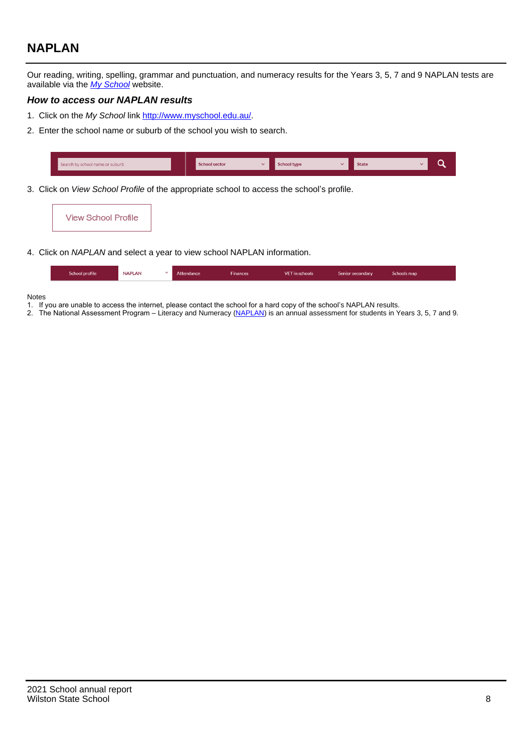## NAPLAN

Our reading, writing, spelling, grammar and punctuation, and numeracy results for the Years 3, 5, 7 and 9 NAPLAN tests are available via the *My School* website.

### *How to access our NAPLAN results*

1. Click on the *My School* link http://www.myschool.edu.au/.
2. Enter the school name or suburb of the school you wish to search.

Search by school name or suburb | School sector | School type | State

3. Click on *View School Profile* of the appropriate school to access the school's profile.

View School Profile

4. Click on *NAPLAN* and select a year to view school NAPLAN information.

School profile | NAPLAN | Attendance | Finances | VET in schools | Senior secondary | Schools map

Notes

1. If you are unable to access the internet, please contact the school for a hard copy of the school's NAPLAN results.
2. The National Assessment Program – Literacy and Numeracy (NAPLAN) is an annual assessment for students in Years 3, 5, 7 and 9.